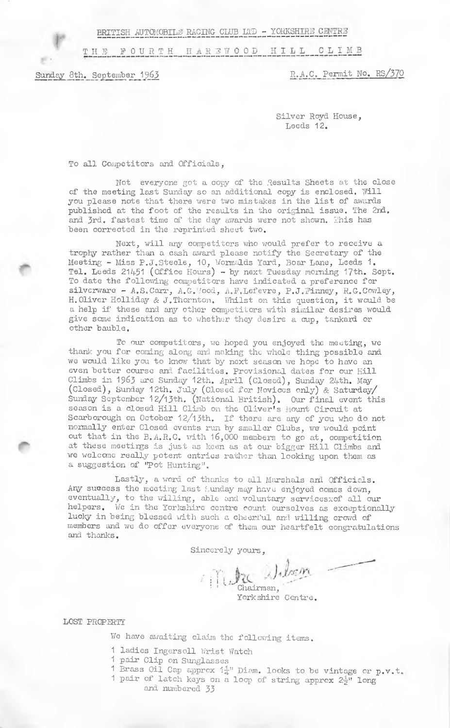BRITISH AUTOMOBILE RACING CLUB LTD - YORKSHIRE CENTRE

THE FOURTH HAREWOOD HILL CLIMB

Sunday 8th. September 1963

R.A.C. Permit No. RS/370

Silver Royd House,
Leeds 12.

To all Competitors and Officials,

Not everyone got a copy of the Results Sheets at the close of the meeting last Sunday so an additional copy is enclosed. Will you please note that there were two mistakes in the list of awards published at the foot of the results in the original issue. The 2nd. and 3rd. fastest time of the day awards were not shown. This has been corrected in the reprinted sheet two.

Next, will any competitors who would prefer to receive a trophy rather than a cash award please notify the Secretary of the Meeting - Miss P.J.Steele, 10, Wormalds Yard, Boar Lane, Leeds 1. Tel. Leeds 21451 (Office Hours) - by next Tuesday morning 17th. Sept. To date the following competitors have indicated a preference for silverware - A.S.Carr, A.G.Wood, A.F.Lefevre, P.J.Finney, R.G.Cowley, H.Oliver Holliday & J.Thornton. Whilst on this question, it would be a help if these and any other competitors with similar desires would give some indication as to whether they desire a cup, tankard or other bauble.

To our competitors, we hoped you enjoyed the meeting, we thank you for coming along and making the whole thing possible and we would like you to know that by next season we hope to have an even better course and facilities. Provisional dates for our Hill Climbs in 1963 are Sunday 12th. April (Closed), Sunday 24th. May (Closed), Sunday 12th. July (Closed for Novices only) & Saturday/ Sunday September 12/13th. (National British). Our final event this season is a closed Hill Climb on the Oliver's Mount Circuit at Scarborough on October 12/13th. If there are any of you who do not normally enter Closed events run by smaller Clubs, we would point out that in the B.A.R.C. with 16,000 members to go at, competition at these meetings is just as keen as at our bigger Hill Climbs and we welcome really potent entries rather than looking upon them as a suggestion of "Pot Hunting".

Lastly, a word of thanks to all Marshals and Officials. Any success the meeting last Sunday may have enjoyed comes down, eventually, to the willing, able and voluntary services of all our helpers. We in the Yorkshire centre count ourselves as exceptionally lucky in being blessed with such a cheerful and willing crowd of members and we do offer everyone of them our heartfelt congratulations and thanks.

Sincerely yours,

Mike Wilson
Chairman,
Yorkshire Centre.

LOST PROPERTY

We have awaiting claim the following items.

- 1 ladies Ingersoll Wrist Watch
- 1 pair Clip on Sunglasses
- 1 Brass Oil Cap approx 1¼" Diam. looks to be vintage or p.v.t.
- 1 pair of latch keys on a loop of string approx 2½" long and numbered 33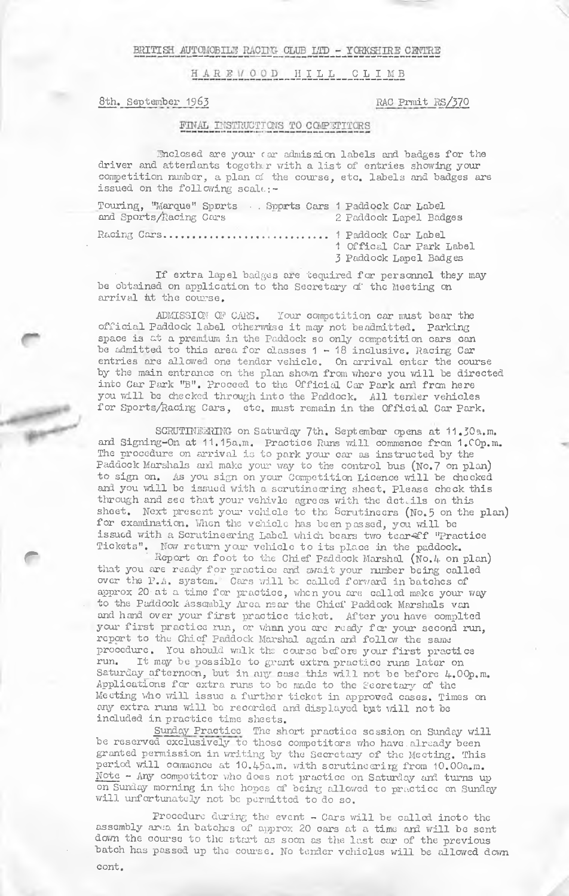BRITISH AUTOMOBILE RACING CLUB LTD - YORKSHIRE CENTRE

# HAREWOOD HILL CLIMB

8th. September 1963 RAC Prmit RS/370

## FINAL INSTRUCTIONS TO COMPETITORS

Enclosed are your car admission labels and badges for the driver and attendants together with a list of entries showing your competition number, a plan of the course, etc. labels and badges are issued on the following scale:-

| | |
|---|---|
| Touring, "Marque" Sports . . Sports Cars and Sports/Racing Cars | 1 Paddock Car Label<br>2 Paddock Lapel Badges |
| Racing Cars............................ | 1 Paddock Car Label<br>1 Offical Car Park Label<br>3 Paddock Lapel Badges |

If extra lapel badges are required for personnel they may be obtained on application to the Secretary of the Meeting on arrival at the course.

ADMISSION OF CARS. Your competition car must bear the official Paddock label otherwise it may not be admitted. Parking space is at a premium in the Paddock so only competition cars can be admitted to this area for classes 1 - 18 inclusive. Racing Car entries are allowed one tender vehicle. On arrival enter the course by the main entrance on the plan shown from where you will be directed into Car Park "B". Proceed to the Official Car Park and from here you will be checked through into the Paddock. All tender vehicles for Sports/Racing Cars, etc. must remain in the Official Car Park.

SCRUTINEERING on Saturday 7th. September opens at 11.30a.m. and Signing-On at 11.15a.m. Practice Runs will commence from 1.00p.m. The procedure on arrival is to park your car as instructed by the Paddock Marshals and make your way to the control bus (No.7 on plan) to sign on. As you sign on your Competition Licence will be checked and you will be issued with a scrutineering sheet. Please check this through and see that your vehivle agrees with the details on this sheet. Next present your vehicle to the Scrutineers (No.5 on the plan) for examination. When the vehicle has been passed, you will be issued with a Scrutineering Label which bears two tear-off "Practice Tickets". Now return your vehicle to its place in the paddock.

Report on foot to the Chief Paddock Marshal (No.4 on plan) that you are ready for practice and await your number being called over the P.A. system. Cars will be called forward in batches of approx 20 at a time for practice, when you are called make your way to the Paddock Assembly Area near the Chief Paddock Marshals van and hand over your first practice ticket. After you have complted your first practice run, or when you are ready for your second run, report to the Chief Paddock Marshal again and follow the same procedure. You should walk the course before your first practice run. It may be possible to grant extra practice runs later on Saturday afternoon, but in any case this will not be before 4.00p.m. Applications for extra runs to be made to the Secretary of the Meeting who will issue a further ticket in approved cases. Times on any extra runs will be recorded and displayed but will not be included in practice time sheets.

Sunday Practice The short practice session on Sunday will be reserved exclusively to those competitors who have already been granted permission in writing by the Secretary of the Meeting. This period will commence at 10.45a.m. with scrutineering from 10.00a.m. Note - Any competitor who does not practice on Saturday and turns up on Sunday morning in the hopes of being allowed to practice on Sunday will unfortunately not be permitted to do so.

Procedure during the event - Cars will be called inoto the assembly area in batches of approx 20 cars at a time and will be sent down the course to the start as soon as the last car of the previous batch has passed up the course. No tender vehicles will be allowed down

cont.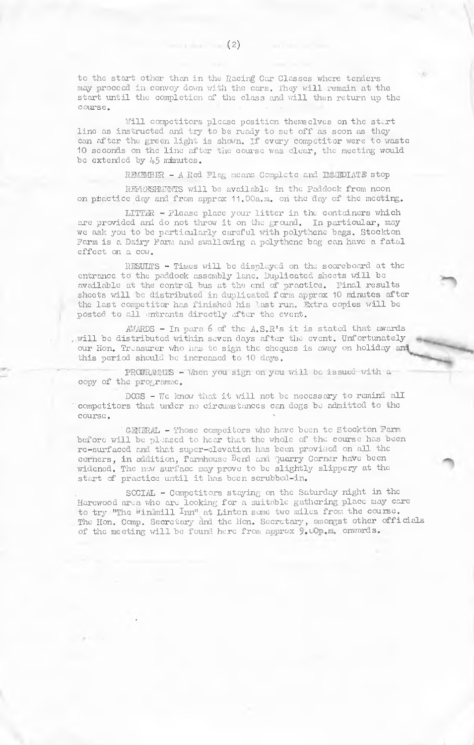to the start other than in the Racing Car Classes where tenders may proceed in convoy down with the cars. They will remain at the start until the completion of the class and will then return up the course.

Will competitors please position themselves on the start line as instructed and try to be ready to set off as soon as they can after the green light is shown. If every competitor were to waste 10 seconds on the line after the course was clear, the meeting would be extended by 45 minutes.

REMEMBER - A Red Flag means Complete and IMMEDIATE stop

REFRESHMENTS will be available in the Paddock from noon on practice day and from approx 11.00a.m. on the day of the meeting.

LITTER - Please place your litter in the containers which are provided and do not throw it on the ground. In particular, may we ask you to be particularly careful with polythene bags. Stockton Farm is a Dairy Farm and swallowing a polythene bag can have a fatal effect on a cow.

RESULTS - Times will be displayed on the scoreboard at the entrance to the paddock assembly lane. Duplicated sheets will be available at the control bus at the end of practice. Final results sheets will be distributed in duplicated form approx 10 minutes after the last competitor has finished his last run. Extra copies will be posted to all entrants directly after the event.

AWARDS - In para 6 of the A.S.R's it is stated that awards will be distributed within seven days after the event. Unfortunately our Hon. Treasurer who has to sign the cheques is away on holiday and this period should be increased to 10 days.

PROGRAMMES - When you sign on you will be issued with a copy of the programme.

DOGS - We know that it will not be necessary to remind all competitors that under no circumstances can dogs be admitted to the course.

GENERAL - Those competitors who have been to Stockton Farm before will be pleased to hear that the whole of the course has been re-surfaced and that super-elevation has been provided on all the corners, in addition, Farmhouse Bend and Quarry Corner have been widened. The new surface may prove to be slightly slippery at the start of practice until it has been scrubbed-in.

SOCIAL - Competitors staying on the Saturday night in the Harewood area who are looking for a suitable gathering place may care to try "The Windmill Inn" at Linton some two miles from the course. The Hon. Comp. Secretary and the Hon. Secretary, amongst other officials of the meeting will be found here from approx 9.00p.m. onwards.